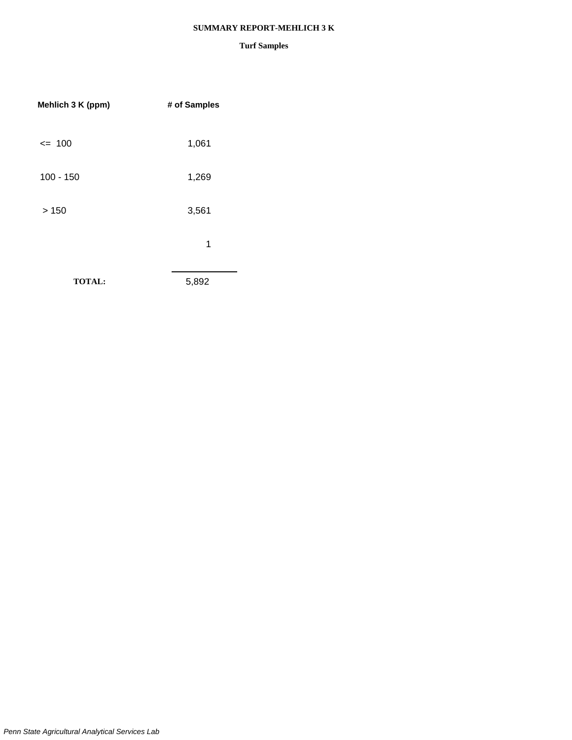# SUMMARY REPORT-MEHLICH 3 K

## Turf Samples

| Mehlich 3 K (ppm) | # of Samples |
|---|---|
| <= 100 | 1,061 |
| 100 - 150 | 1,269 |
| > 150 | 3,561 |
| | 1 |
| **TOTAL:** | 5,892 |

*Penn State Agricultural Analytical Services Lab*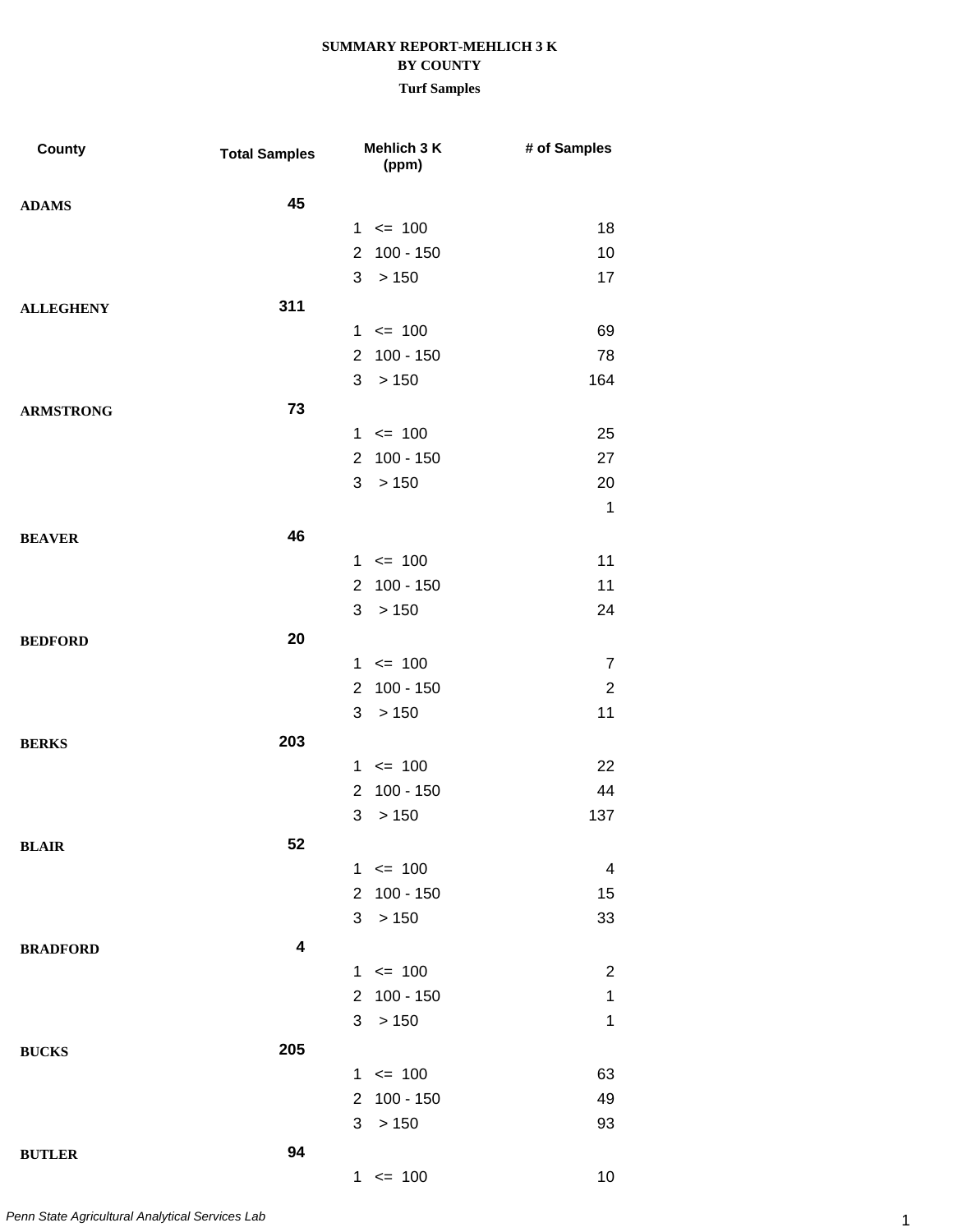**SUMMARY REPORT-MEHLICH 3 K**
**BY COUNTY**
**Turf Samples**

| County | Total Samples | Mehlich 3 K (ppm) | | # of Samples |
|---|---|---|---|---|
| **ADAMS** | **45** | | | |
| | | 1 | <= 100 | 18 |
| | | 2 | 100 - 150 | 10 |
| | | 3 | > 150 | 17 |
| **ALLEGHENY** | **311** | | | |
| | | 1 | <= 100 | 69 |
| | | 2 | 100 - 150 | 78 |
| | | 3 | > 150 | 164 |
| **ARMSTRONG** | **73** | | | |
| | | 1 | <= 100 | 25 |
| | | 2 | 100 - 150 | 27 |
| | | 3 | > 150 | 20 |
| | | | | 1 |
| **BEAVER** | **46** | | | |
| | | 1 | <= 100 | 11 |
| | | 2 | 100 - 150 | 11 |
| | | 3 | > 150 | 24 |
| **BEDFORD** | **20** | | | |
| | | 1 | <= 100 | 7 |
| | | 2 | 100 - 150 | 2 |
| | | 3 | > 150 | 11 |
| **BERKS** | **203** | | | |
| | | 1 | <= 100 | 22 |
| | | 2 | 100 - 150 | 44 |
| | | 3 | > 150 | 137 |
| **BLAIR** | **52** | | | |
| | | 1 | <= 100 | 4 |
| | | 2 | 100 - 150 | 15 |
| | | 3 | > 150 | 33 |
| **BRADFORD** | **4** | | | |
| | | 1 | <= 100 | 2 |
| | | 2 | 100 - 150 | 1 |
| | | 3 | > 150 | 1 |
| **BUCKS** | **205** | | | |
| | | 1 | <= 100 | 63 |
| | | 2 | 100 - 150 | 49 |
| | | 3 | > 150 | 93 |
| **BUTLER** | **94** | | | |
| | | 1 | <= 100 | 10 |

*Penn State Agricultural Analytical Services Lab*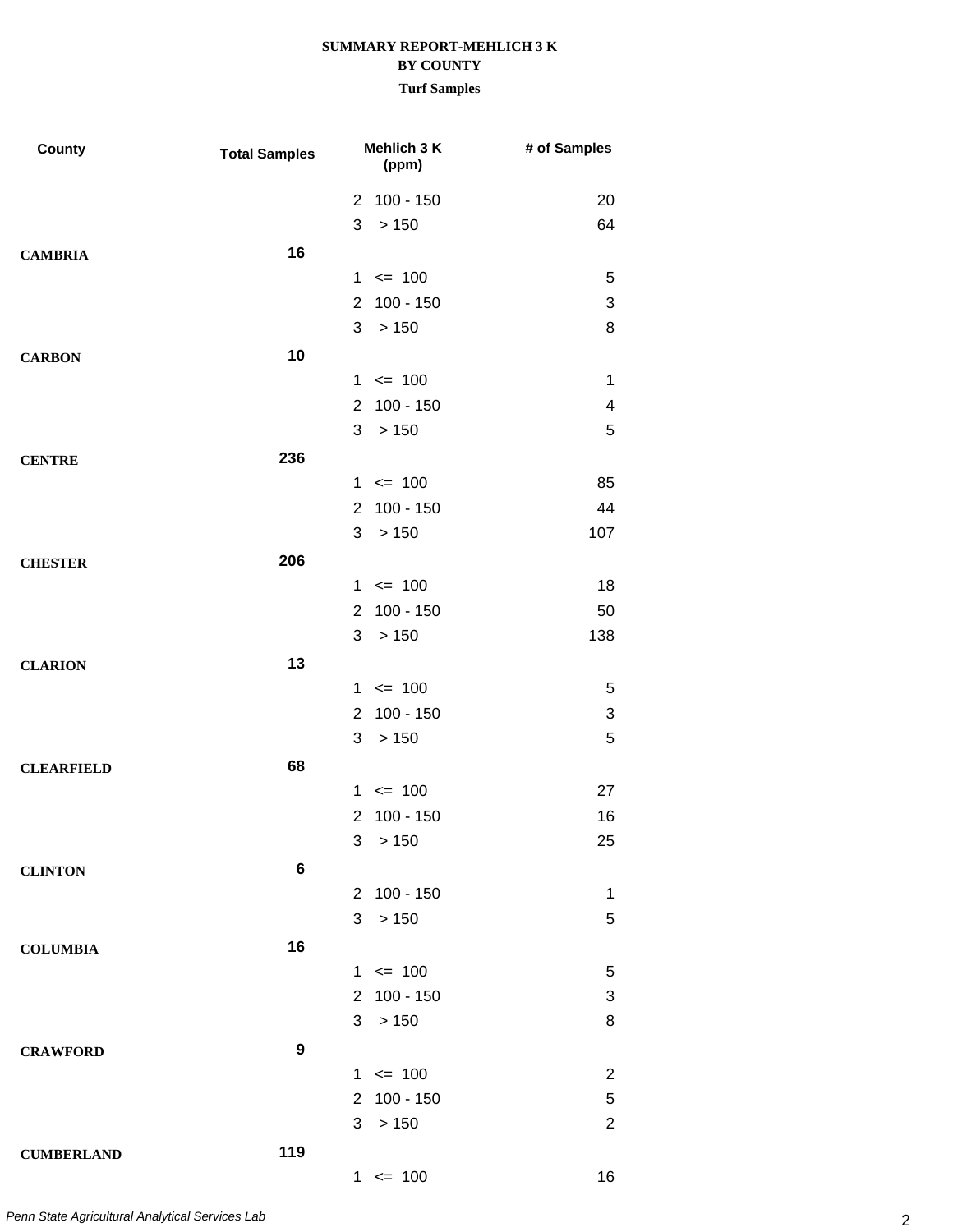**SUMMARY REPORT-MEHLICH 3 K**
**BY COUNTY**
**Turf Samples**

| County | Total Samples | Mehlich 3 K (ppm) | | # of Samples |
|---|---|---|---|---|
| | | 2 | 100 - 150 | 20 |
| | | 3 | > 150 | 64 |
| **CAMBRIA** | **16** | | | |
| | | 1 | <= 100 | 5 |
| | | 2 | 100 - 150 | 3 |
| | | 3 | > 150 | 8 |
| **CARBON** | **10** | | | |
| | | 1 | <= 100 | 1 |
| | | 2 | 100 - 150 | 4 |
| | | 3 | > 150 | 5 |
| **CENTRE** | **236** | | | |
| | | 1 | <= 100 | 85 |
| | | 2 | 100 - 150 | 44 |
| | | 3 | > 150 | 107 |
| **CHESTER** | **206** | | | |
| | | 1 | <= 100 | 18 |
| | | 2 | 100 - 150 | 50 |
| | | 3 | > 150 | 138 |
| **CLARION** | **13** | | | |
| | | 1 | <= 100 | 5 |
| | | 2 | 100 - 150 | 3 |
| | | 3 | > 150 | 5 |
| **CLEARFIELD** | **68** | | | |
| | | 1 | <= 100 | 27 |
| | | 2 | 100 - 150 | 16 |
| | | 3 | > 150 | 25 |
| **CLINTON** | **6** | | | |
| | | 2 | 100 - 150 | 1 |
| | | 3 | > 150 | 5 |
| **COLUMBIA** | **16** | | | |
| | | 1 | <= 100 | 5 |
| | | 2 | 100 - 150 | 3 |
| | | 3 | > 150 | 8 |
| **CRAWFORD** | **9** | | | |
| | | 1 | <= 100 | 2 |
| | | 2 | 100 - 150 | 5 |
| | | 3 | > 150 | 2 |
| **CUMBERLAND** | **119** | | | |
| | | 1 | <= 100 | 16 |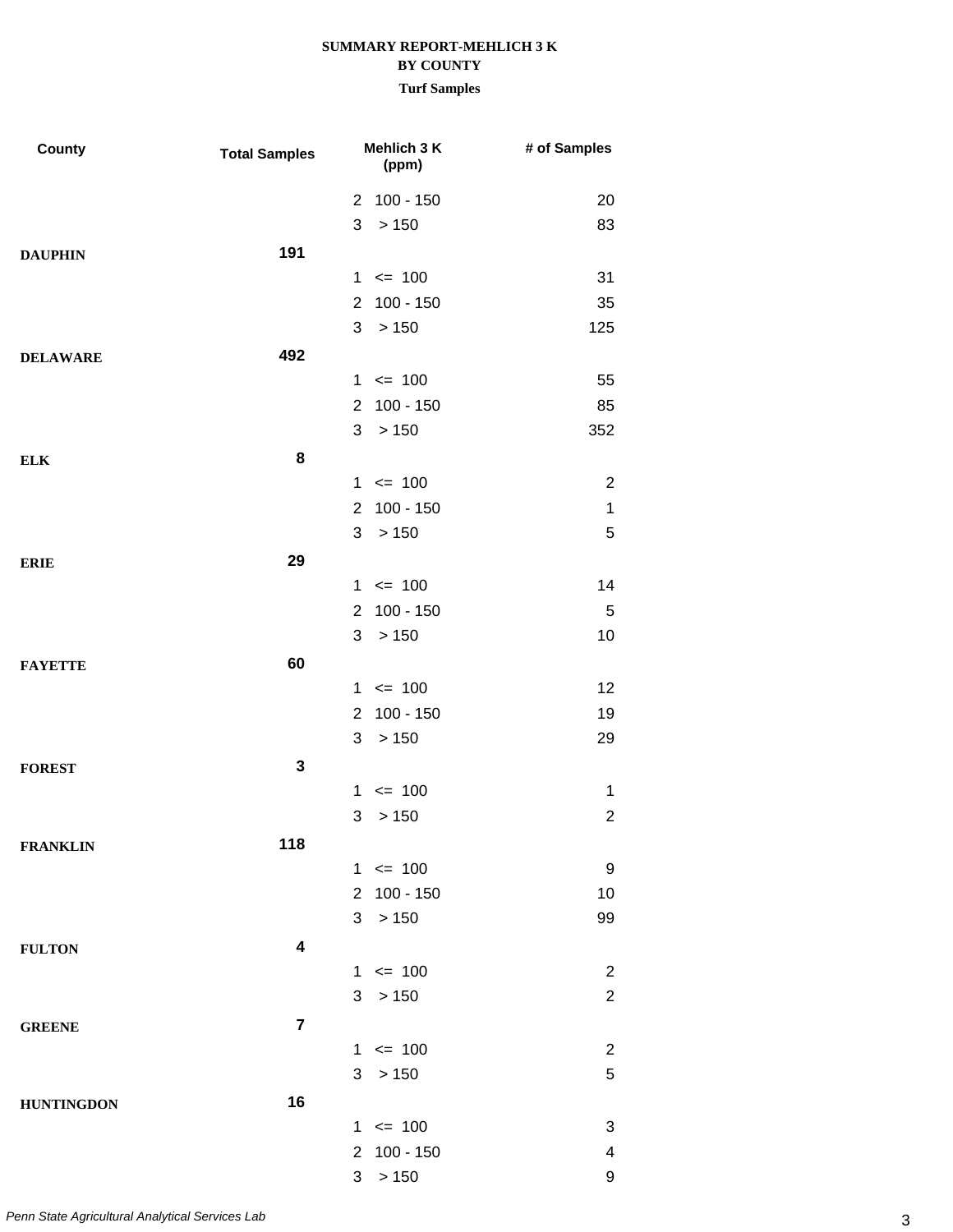**SUMMARY REPORT-MEHLICH 3 K**
**BY COUNTY**
**Turf Samples**

| County | Total Samples | Mehlich 3 K (ppm) | # of Samples |
|---|---|---|---|
| | | 2 100 - 150 | 20 |
| | | 3 > 150 | 83 |
| **DAUPHIN** | **191** | | |
| | | 1 <= 100 | 31 |
| | | 2 100 - 150 | 35 |
| | | 3 > 150 | 125 |
| **DELAWARE** | **492** | | |
| | | 1 <= 100 | 55 |
| | | 2 100 - 150 | 85 |
| | | 3 > 150 | 352 |
| **ELK** | **8** | | |
| | | 1 <= 100 | 2 |
| | | 2 100 - 150 | 1 |
| | | 3 > 150 | 5 |
| **ERIE** | **29** | | |
| | | 1 <= 100 | 14 |
| | | 2 100 - 150 | 5 |
| | | 3 > 150 | 10 |
| **FAYETTE** | **60** | | |
| | | 1 <= 100 | 12 |
| | | 2 100 - 150 | 19 |
| | | 3 > 150 | 29 |
| **FOREST** | **3** | | |
| | | 1 <= 100 | 1 |
| | | 3 > 150 | 2 |
| **FRANKLIN** | **118** | | |
| | | 1 <= 100 | 9 |
| | | 2 100 - 150 | 10 |
| | | 3 > 150 | 99 |
| **FULTON** | **4** | | |
| | | 1 <= 100 | 2 |
| | | 3 > 150 | 2 |
| **GREENE** | **7** | | |
| | | 1 <= 100 | 2 |
| | | 3 > 150 | 5 |
| **HUNTINGDON** | **16** | | |
| | | 1 <= 100 | 3 |
| | | 2 100 - 150 | 4 |
| | | 3 > 150 | 9 |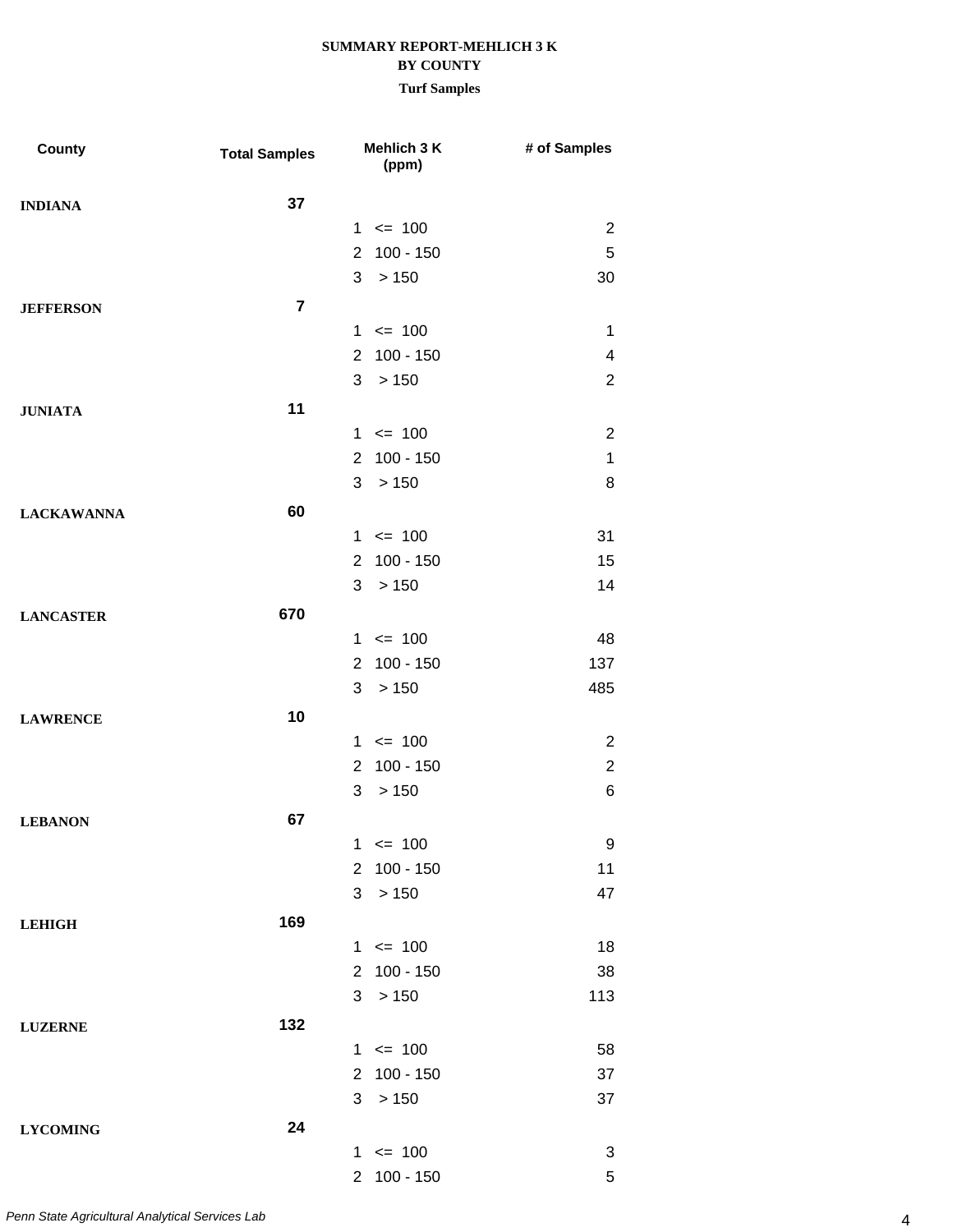**SUMMARY REPORT-MEHLICH 3 K**
**BY COUNTY**
**Turf Samples**

| County | Total Samples | Mehlich 3 K (ppm) | # of Samples |
|---|---|---|---|
| **INDIANA** | **37** | | |
| | | 1 <= 100 | 2 |
| | | 2 100 - 150 | 5 |
| | | 3 > 150 | 30 |
| **JEFFERSON** | **7** | | |
| | | 1 <= 100 | 1 |
| | | 2 100 - 150 | 4 |
| | | 3 > 150 | 2 |
| **JUNIATA** | **11** | | |
| | | 1 <= 100 | 2 |
| | | 2 100 - 150 | 1 |
| | | 3 > 150 | 8 |
| **LACKAWANNA** | **60** | | |
| | | 1 <= 100 | 31 |
| | | 2 100 - 150 | 15 |
| | | 3 > 150 | 14 |
| **LANCASTER** | **670** | | |
| | | 1 <= 100 | 48 |
| | | 2 100 - 150 | 137 |
| | | 3 > 150 | 485 |
| **LAWRENCE** | **10** | | |
| | | 1 <= 100 | 2 |
| | | 2 100 - 150 | 2 |
| | | 3 > 150 | 6 |
| **LEBANON** | **67** | | |
| | | 1 <= 100 | 9 |
| | | 2 100 - 150 | 11 |
| | | 3 > 150 | 47 |
| **LEHIGH** | **169** | | |
| | | 1 <= 100 | 18 |
| | | 2 100 - 150 | 38 |
| | | 3 > 150 | 113 |
| **LUZERNE** | **132** | | |
| | | 1 <= 100 | 58 |
| | | 2 100 - 150 | 37 |
| | | 3 > 150 | 37 |
| **LYCOMING** | **24** | | |
| | | 1 <= 100 | 3 |
| | | 2 100 - 150 | 5 |

*Penn State Agricultural Analytical Services Lab*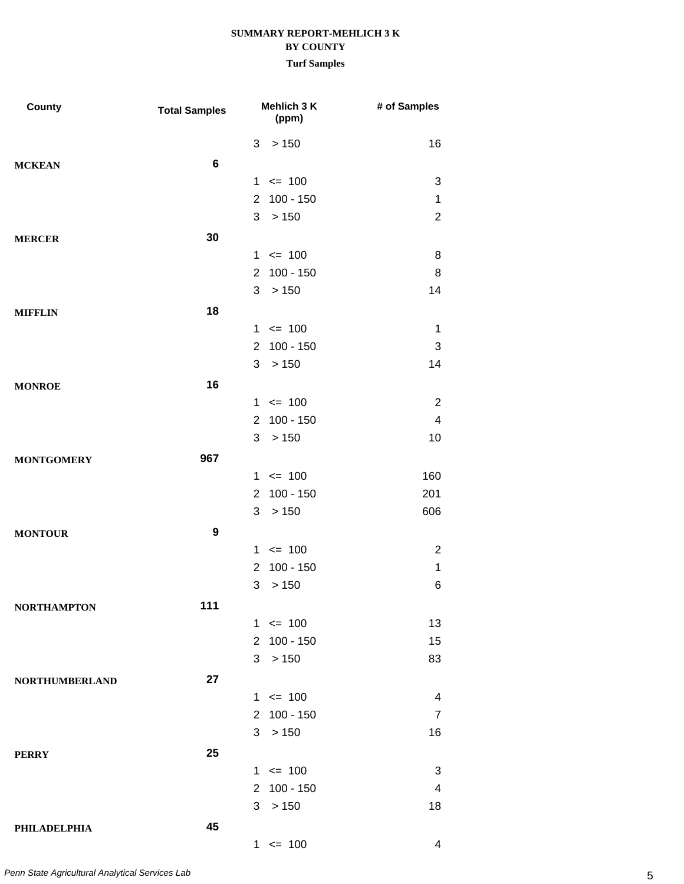**SUMMARY REPORT-MEHLICH 3 K**
**BY COUNTY**
**Turf Samples**

| County | Total Samples | Mehlich 3 K (ppm) | | # of Samples |
|---|---|---|---|---|
| | | 3 | > 150 | 16 |
| **MCKEAN** | **6** | | | |
| | | 1 | <= 100 | 3 |
| | | 2 | 100 - 150 | 1 |
| | | 3 | > 150 | 2 |
| **MERCER** | **30** | | | |
| | | 1 | <= 100 | 8 |
| | | 2 | 100 - 150 | 8 |
| | | 3 | > 150 | 14 |
| **MIFFLIN** | **18** | | | |
| | | 1 | <= 100 | 1 |
| | | 2 | 100 - 150 | 3 |
| | | 3 | > 150 | 14 |
| **MONROE** | **16** | | | |
| | | 1 | <= 100 | 2 |
| | | 2 | 100 - 150 | 4 |
| | | 3 | > 150 | 10 |
| **MONTGOMERY** | **967** | | | |
| | | 1 | <= 100 | 160 |
| | | 2 | 100 - 150 | 201 |
| | | 3 | > 150 | 606 |
| **MONTOUR** | **9** | | | |
| | | 1 | <= 100 | 2 |
| | | 2 | 100 - 150 | 1 |
| | | 3 | > 150 | 6 |
| **NORTHAMPTON** | **111** | | | |
| | | 1 | <= 100 | 13 |
| | | 2 | 100 - 150 | 15 |
| | | 3 | > 150 | 83 |
| **NORTHUMBERLAND** | **27** | | | |
| | | 1 | <= 100 | 4 |
| | | 2 | 100 - 150 | 7 |
| | | 3 | > 150 | 16 |
| **PERRY** | **25** | | | |
| | | 1 | <= 100 | 3 |
| | | 2 | 100 - 150 | 4 |
| | | 3 | > 150 | 18 |
| **PHILADELPHIA** | **45** | | | |
| | | 1 | <= 100 | 4 |

*Penn State Agricultural Analytical Services Lab*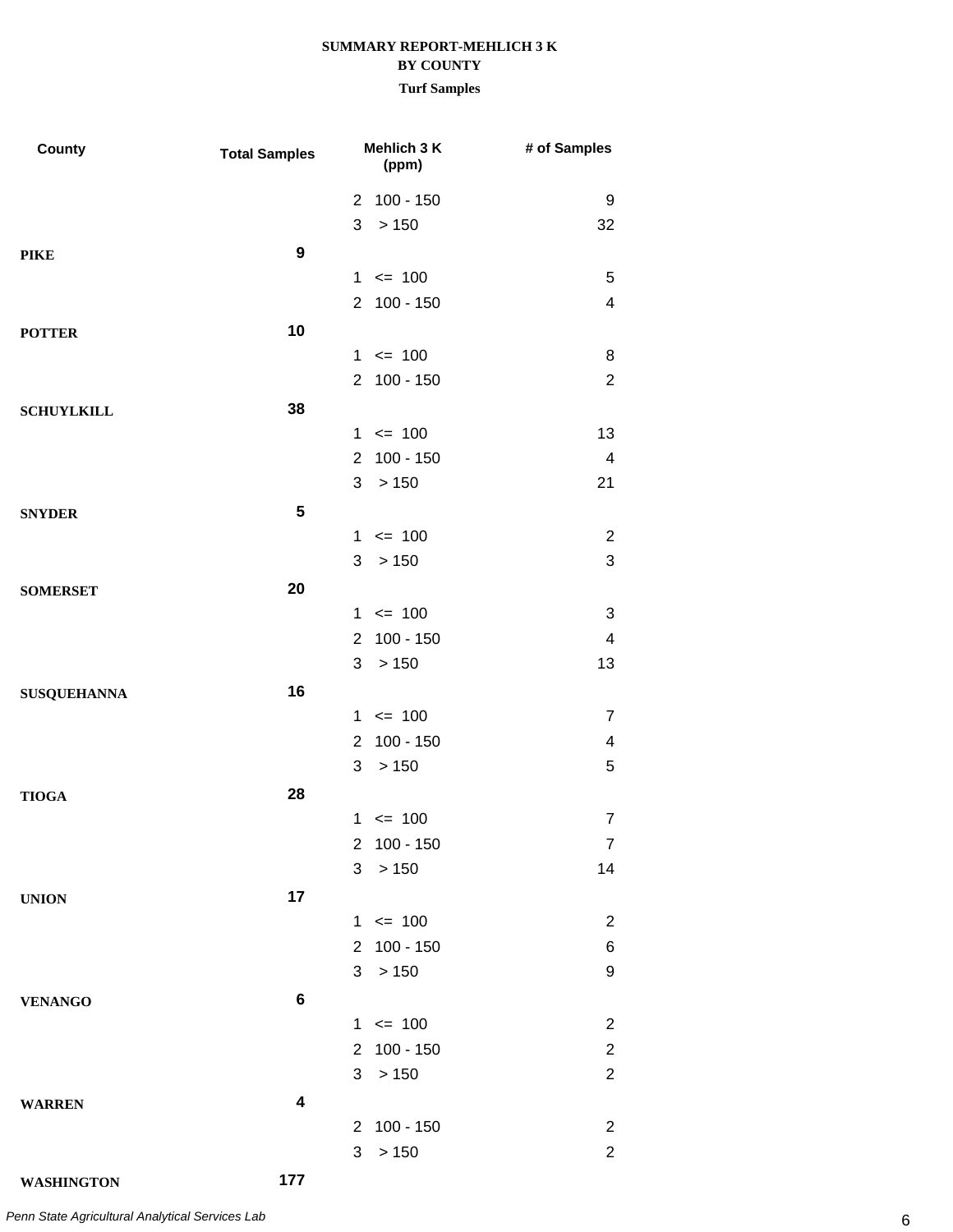**SUMMARY REPORT-MEHLICH 3 K**
**BY COUNTY**
**Turf Samples**

| County | Total Samples | Mehlich 3 K (ppm) | # of Samples |
|---|---|---|---|
| | | 2 100 - 150 | 9 |
| | | 3 > 150 | 32 |
| **PIKE** | **9** | | |
| | | 1 <= 100 | 5 |
| | | 2 100 - 150 | 4 |
| **POTTER** | **10** | | |
| | | 1 <= 100 | 8 |
| | | 2 100 - 150 | 2 |
| **SCHUYLKILL** | **38** | | |
| | | 1 <= 100 | 13 |
| | | 2 100 - 150 | 4 |
| | | 3 > 150 | 21 |
| **SNYDER** | **5** | | |
| | | 1 <= 100 | 2 |
| | | 3 > 150 | 3 |
| **SOMERSET** | **20** | | |
| | | 1 <= 100 | 3 |
| | | 2 100 - 150 | 4 |
| | | 3 > 150 | 13 |
| **SUSQUEHANNA** | **16** | | |
| | | 1 <= 100 | 7 |
| | | 2 100 - 150 | 4 |
| | | 3 > 150 | 5 |
| **TIOGA** | **28** | | |
| | | 1 <= 100 | 7 |
| | | 2 100 - 150 | 7 |
| | | 3 > 150 | 14 |
| **UNION** | **17** | | |
| | | 1 <= 100 | 2 |
| | | 2 100 - 150 | 6 |
| | | 3 > 150 | 9 |
| **VENANGO** | **6** | | |
| | | 1 <= 100 | 2 |
| | | 2 100 - 150 | 2 |
| | | 3 > 150 | 2 |
| **WARREN** | **4** | | |
| | | 2 100 - 150 | 2 |
| | | 3 > 150 | 2 |
| **WASHINGTON** | **177** | | |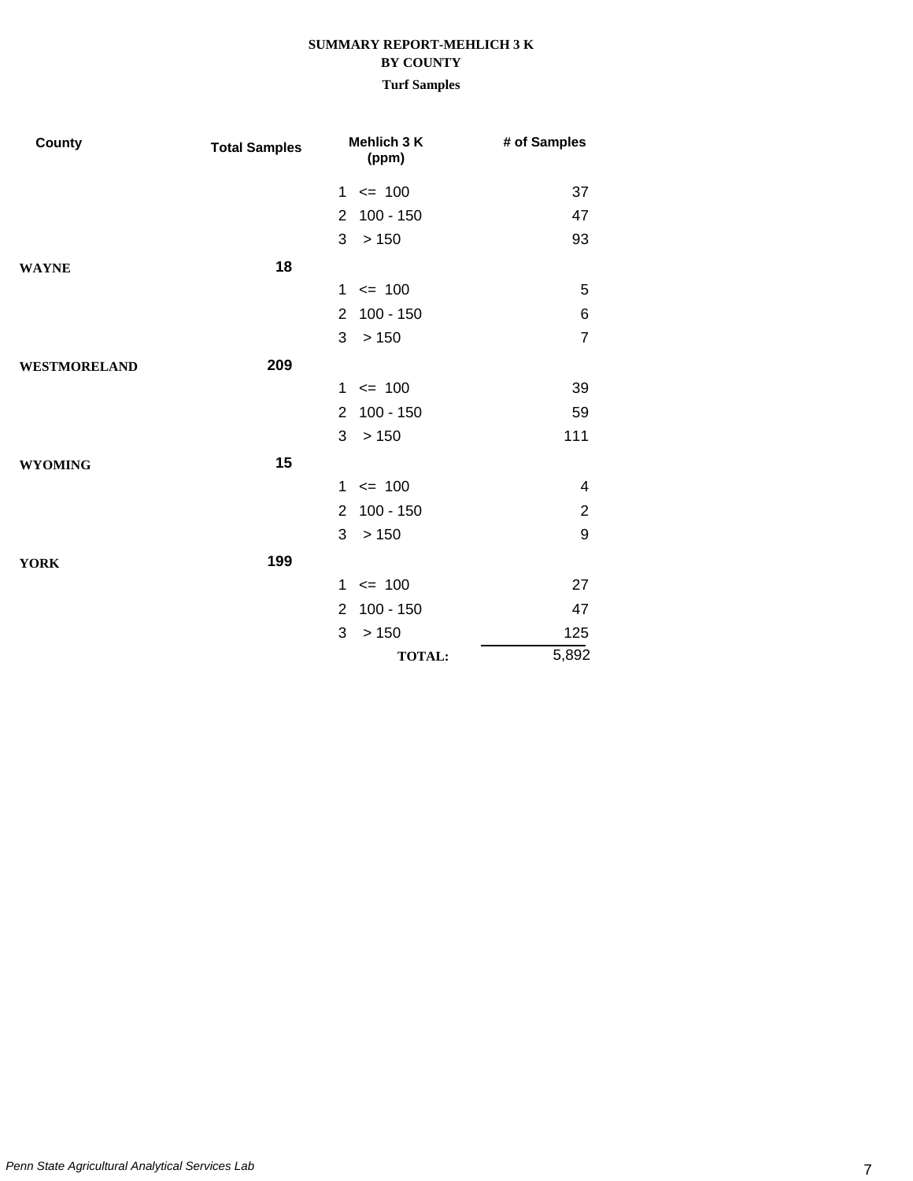**SUMMARY REPORT-MEHLICH 3 K**
**BY COUNTY**
**Turf Samples**

| County | Total Samples | Mehlich 3 K (ppm) | # of Samples |
|---|---|---|---|
| | | 1 <= 100 | 37 |
| | | 2 100 - 150 | 47 |
| | | 3 > 150 | 93 |
| **WAYNE** | **18** | | |
| | | 1 <= 100 | 5 |
| | | 2 100 - 150 | 6 |
| | | 3 > 150 | 7 |
| **WESTMORELAND** | **209** | | |
| | | 1 <= 100 | 39 |
| | | 2 100 - 150 | 59 |
| | | 3 > 150 | 111 |
| **WYOMING** | **15** | | |
| | | 1 <= 100 | 4 |
| | | 2 100 - 150 | 2 |
| | | 3 > 150 | 9 |
| **YORK** | **199** | | |
| | | 1 <= 100 | 27 |
| | | 2 100 - 150 | 47 |
| | | 3 > 150 | 125 |
| | | **TOTAL:** | 5,892 |

*Penn State Agricultural Analytical Services Lab*